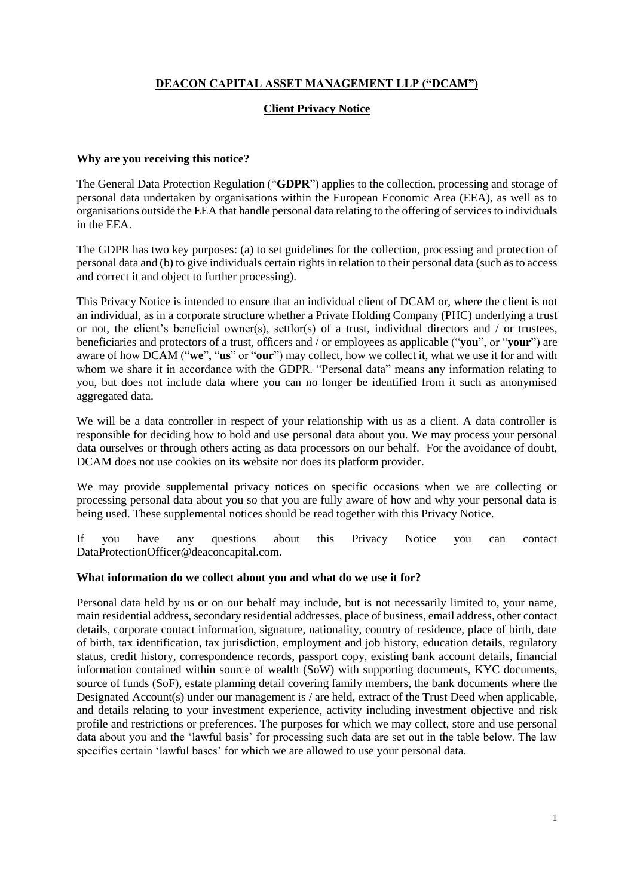# DEACON CAPITAL ASSET MANAGEMENT LLP ("DCAM")

## Client Privacy Notice

**Why are you receiving this notice?**

The General Data Protection Regulation ("**GDPR**") applies to the collection, processing and storage of personal data undertaken by organisations within the European Economic Area (EEA), as well as to organisations outside the EEA that handle personal data relating to the offering of services to individuals in the EEA.

The GDPR has two key purposes: (a) to set guidelines for the collection, processing and protection of personal data and (b) to give individuals certain rights in relation to their personal data (such as to access and correct it and object to further processing).

This Privacy Notice is intended to ensure that an individual client of DCAM or, where the client is not an individual, as in a corporate structure whether a Private Holding Company (PHC) underlying a trust or not, the client's beneficial owner(s), settlor(s) of a trust, individual directors and / or trustees, beneficiaries and protectors of a trust, officers and / or employees as applicable ("**you**", or "**your**") are aware of how DCAM ("**we**", "**us**" or "**our**") may collect, how we collect it, what we use it for and with whom we share it in accordance with the GDPR. "Personal data" means any information relating to you, but does not include data where you can no longer be identified from it such as anonymised aggregated data.

We will be a data controller in respect of your relationship with us as a client. A data controller is responsible for deciding how to hold and use personal data about you. We may process your personal data ourselves or through others acting as data processors on our behalf. For the avoidance of doubt, DCAM does not use cookies on its website nor does its platform provider.

We may provide supplemental privacy notices on specific occasions when we are collecting or processing personal data about you so that you are fully aware of how and why your personal data is being used. These supplemental notices should be read together with this Privacy Notice.

If you have any questions about this Privacy Notice you can contact DataProtectionOfficer@deaconcapital.com.

**What information do we collect about you and what do we use it for?**

Personal data held by us or on our behalf may include, but is not necessarily limited to, your name, main residential address, secondary residential addresses, place of business, email address, other contact details, corporate contact information, signature, nationality, country of residence, place of birth, date of birth, tax identification, tax jurisdiction, employment and job history, education details, regulatory status, credit history, correspondence records, passport copy, existing bank account details, financial information contained within source of wealth (SoW) with supporting documents, KYC documents, source of funds (SoF), estate planning detail covering family members, the bank documents where the Designated Account(s) under our management is / are held, extract of the Trust Deed when applicable, and details relating to your investment experience, activity including investment objective and risk profile and restrictions or preferences. The purposes for which we may collect, store and use personal data about you and the 'lawful basis' for processing such data are set out in the table below. The law specifies certain 'lawful bases' for which we are allowed to use your personal data.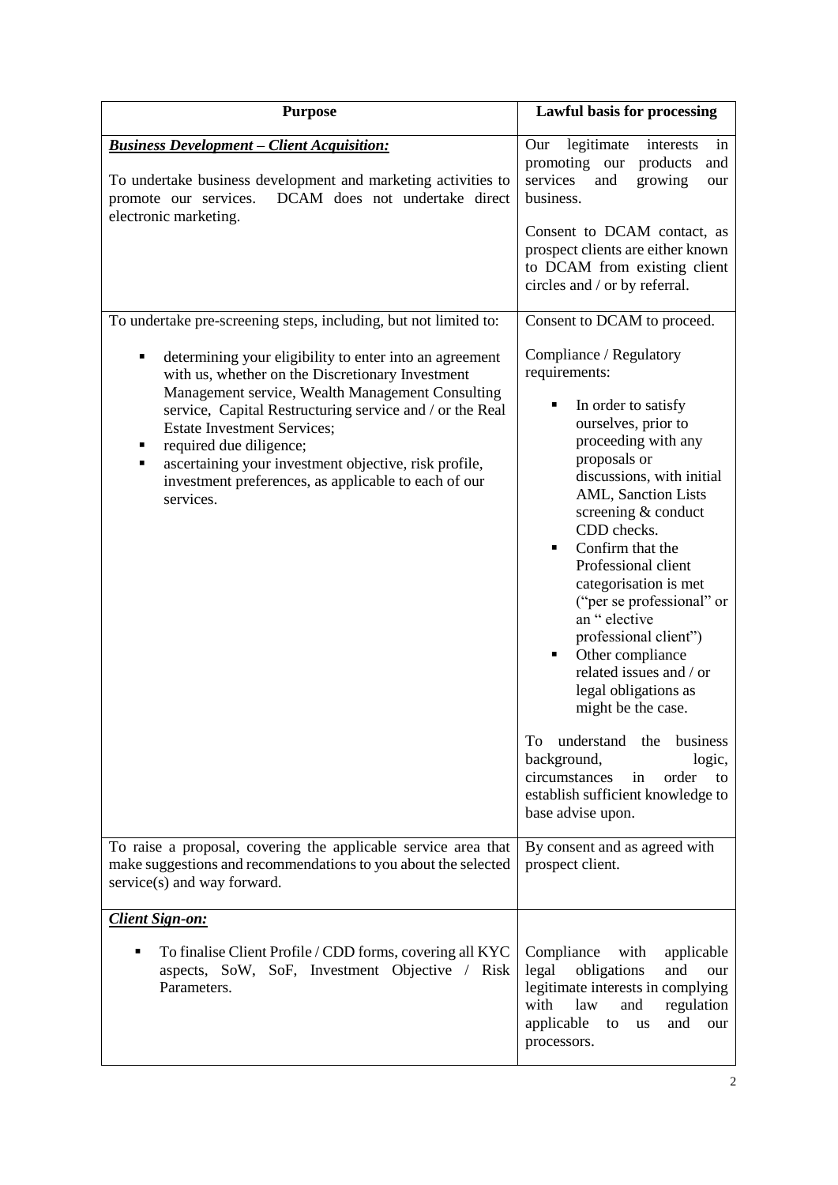| Purpose | Lawful basis for processing |
| --- | --- |
| ***Business Development – Client Acquisition:***<br><br>To undertake business development and marketing activities to promote our services. DCAM does not undertake direct electronic marketing. | Our legitimate interests in promoting our products and services and growing our business.<br><br>Consent to DCAM contact, as prospect clients are either known to DCAM from existing client circles and / or by referral. |
| To undertake pre-screening steps, including, but not limited to:<br><br>▪ determining your eligibility to enter into an agreement with us, whether on the Discretionary Investment Management service, Wealth Management Consulting service, Capital Restructuring service and / or the Real Estate Investment Services;<br>▪ required due diligence;<br>▪ ascertaining your investment objective, risk profile, investment preferences, as applicable to each of our services. | Consent to DCAM to proceed.<br><br>Compliance / Regulatory requirements:<br><br>▪ In order to satisfy ourselves, prior to proceeding with any proposals or discussions, with initial AML, Sanction Lists screening & conduct CDD checks.<br>▪ Confirm that the Professional client categorisation is met ("per se professional" or an " elective professional client")<br>▪ Other compliance related issues and / or legal obligations as might be the case.<br><br>To understand the business background, logic, circumstances in order to establish sufficient knowledge to base advise upon. |
| To raise a proposal, covering the applicable service area that make suggestions and recommendations to you about the selected service(s) and way forward. | By consent and as agreed with prospect client. |
| ***Client Sign-on:***<br><br>▪ To finalise Client Profile / CDD forms, covering all KYC aspects, SoW, SoF, Investment Objective / Risk Parameters. | Compliance with applicable legal obligations and our legitimate interests in complying with law and regulation applicable to us and our processors. |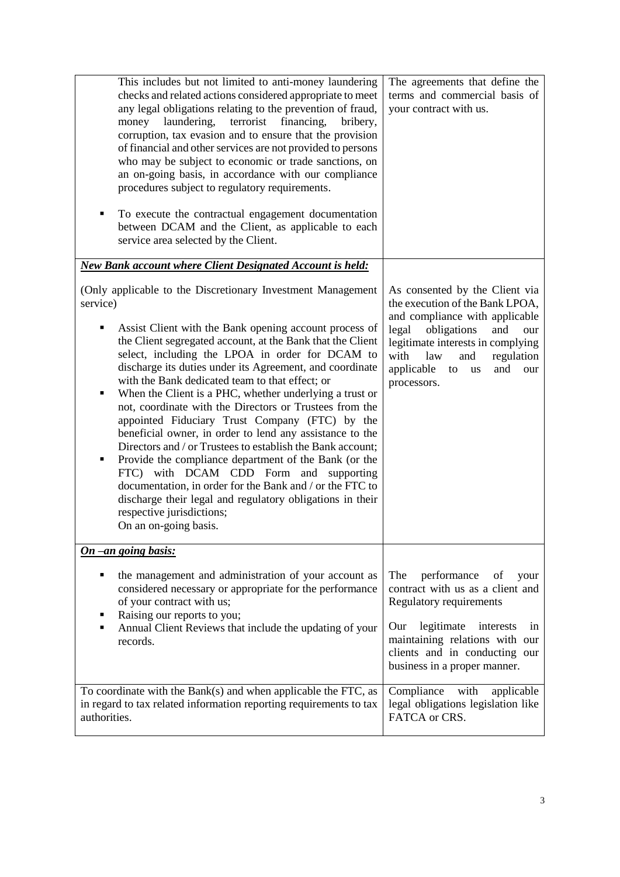| | |
|---|---|
| This includes but not limited to anti-money laundering checks and related actions considered appropriate to meet any legal obligations relating to the prevention of fraud, money laundering, terrorist financing, bribery, corruption, tax evasion and to ensure that the provision of financial and other services are not provided to persons who may be subject to economic or trade sanctions, on an on-going basis, in accordance with our compliance procedures subject to regulatory requirements.<br><br>▪ To execute the contractual engagement documentation between DCAM and the Client, as applicable to each service area selected by the Client. | The agreements that define the terms and commercial basis of your contract with us. |
| ***New Bank account where Client Designated Account is held:***<br><br>(Only applicable to the Discretionary Investment Management service)<br><br>▪ Assist Client with the Bank opening account process of the Client segregated account, at the Bank that the Client select, including the LPOA in order for DCAM to discharge its duties under its Agreement, and coordinate with the Bank dedicated team to that effect; or<br>▪ When the Client is a PHC, whether underlying a trust or not, coordinate with the Directors or Trustees from the appointed Fiduciary Trust Company (FTC) by the beneficial owner, in order to lend any assistance to the Directors and / or Trustees to establish the Bank account;<br>▪ Provide the compliance department of the Bank (or the FTC) with DCAM CDD Form and supporting documentation, in order for the Bank and / or the FTC to discharge their legal and regulatory obligations in their respective jurisdictions;<br>On an on-going basis. | As consented by the Client via the execution of the Bank LPOA, and compliance with applicable legal obligations and our legitimate interests in complying with law and regulation applicable to us and our processors. |
| ***On –an going basis:***<br><br>▪ the management and administration of your account as considered necessary or appropriate for the performance of your contract with us;<br>▪ Raising our reports to you;<br>▪ Annual Client Reviews that include the updating of your records. | The performance of your contract with us as a client and Regulatory requirements<br><br>Our legitimate interests in maintaining relations with our clients and in conducting our business in a proper manner. |
| To coordinate with the Bank(s) and when applicable the FTC, as in regard to tax related information reporting requirements to tax authorities. | Compliance with applicable legal obligations legislation like FATCA or CRS. |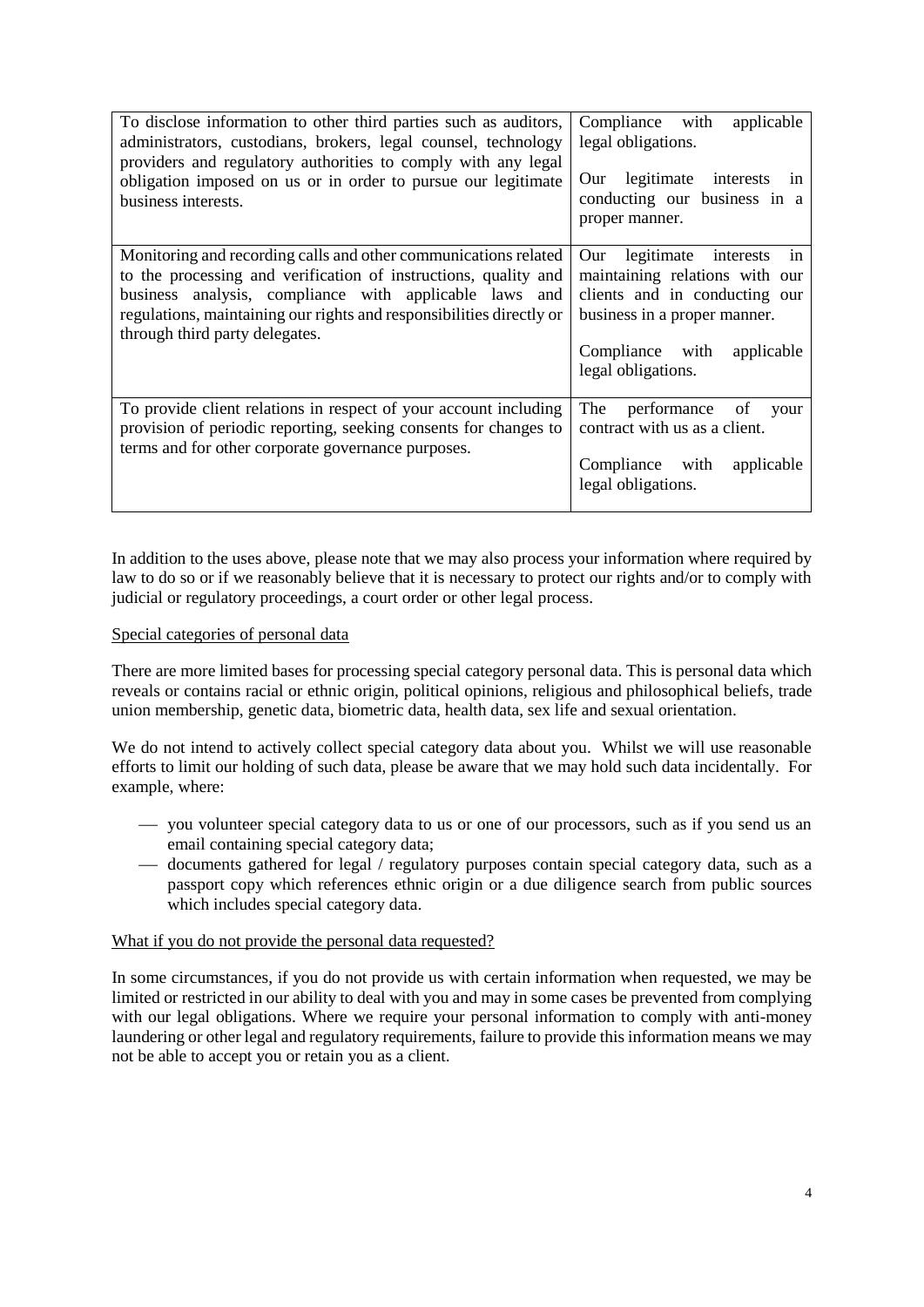| | |
|---|---|
| To disclose information to other third parties such as auditors, administrators, custodians, brokers, legal counsel, technology providers and regulatory authorities to comply with any legal obligation imposed on us or in order to pursue our legitimate business interests. | Compliance with applicable legal obligations.<br><br>Our legitimate interests in conducting our business in a proper manner. |
| Monitoring and recording calls and other communications related to the processing and verification of instructions, quality and business analysis, compliance with applicable laws and regulations, maintaining our rights and responsibilities directly or through third party delegates. | Our legitimate interests in maintaining relations with our clients and in conducting our business in a proper manner.<br><br>Compliance with applicable legal obligations. |
| To provide client relations in respect of your account including provision of periodic reporting, seeking consents for changes to terms and for other corporate governance purposes. | The performance of your contract with us as a client.<br><br>Compliance with applicable legal obligations. |

In addition to the uses above, please note that we may also process your information where required by law to do so or if we reasonably believe that it is necessary to protect our rights and/or to comply with judicial or regulatory proceedings, a court order or other legal process.

<u>Special categories of personal data</u>

There are more limited bases for processing special category personal data. This is personal data which reveals or contains racial or ethnic origin, political opinions, religious and philosophical beliefs, trade union membership, genetic data, biometric data, health data, sex life and sexual orientation.

We do not intend to actively collect special category data about you. Whilst we will use reasonable efforts to limit our holding of such data, please be aware that we may hold such data incidentally. For example, where:

- you volunteer special category data to us or one of our processors, such as if you send us an email containing special category data;
- documents gathered for legal / regulatory purposes contain special category data, such as a passport copy which references ethnic origin or a due diligence search from public sources which includes special category data.

<u>What if you do not provide the personal data requested?</u>

In some circumstances, if you do not provide us with certain information when requested, we may be limited or restricted in our ability to deal with you and may in some cases be prevented from complying with our legal obligations. Where we require your personal information to comply with anti-money laundering or other legal and regulatory requirements, failure to provide this information means we may not be able to accept you or retain you as a client.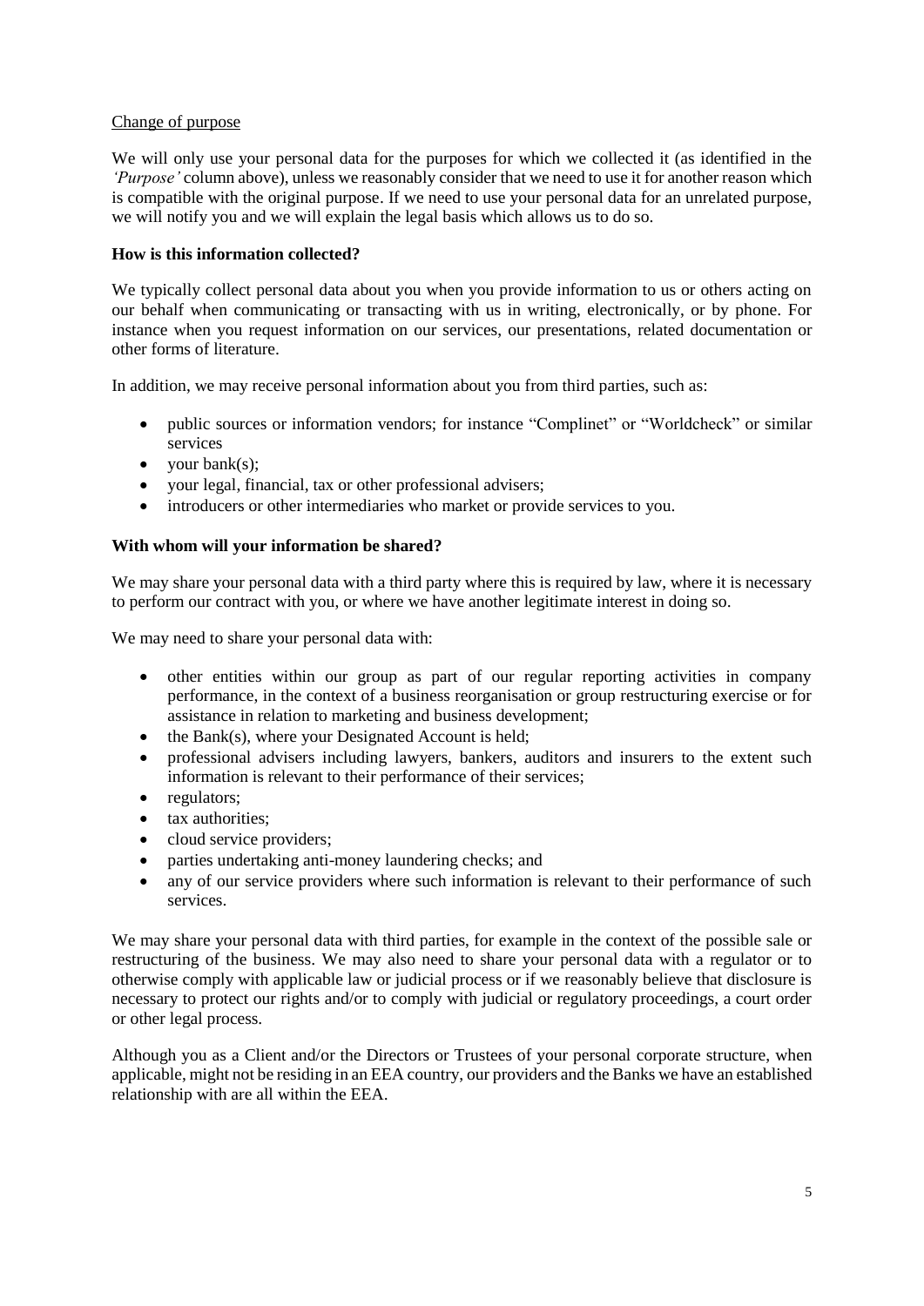Change of purpose

We will only use your personal data for the purposes for which we collected it (as identified in the *'Purpose'* column above), unless we reasonably consider that we need to use it for another reason which is compatible with the original purpose. If we need to use your personal data for an unrelated purpose, we will notify you and we will explain the legal basis which allows us to do so.

**How is this information collected?**

We typically collect personal data about you when you provide information to us or others acting on our behalf when communicating or transacting with us in writing, electronically, or by phone. For instance when you request information on our services, our presentations, related documentation or other forms of literature.

In addition, we may receive personal information about you from third parties, such as:

- public sources or information vendors; for instance "Complinet" or "Worldcheck" or similar services
- your bank(s);
- your legal, financial, tax or other professional advisers;
- introducers or other intermediaries who market or provide services to you.

**With whom will your information be shared?**

We may share your personal data with a third party where this is required by law, where it is necessary to perform our contract with you, or where we have another legitimate interest in doing so.

We may need to share your personal data with:

- other entities within our group as part of our regular reporting activities in company performance, in the context of a business reorganisation or group restructuring exercise or for assistance in relation to marketing and business development;
- the Bank(s), where your Designated Account is held;
- professional advisers including lawyers, bankers, auditors and insurers to the extent such information is relevant to their performance of their services;
- regulators;
- tax authorities;
- cloud service providers;
- parties undertaking anti-money laundering checks; and
- any of our service providers where such information is relevant to their performance of such services.

We may share your personal data with third parties, for example in the context of the possible sale or restructuring of the business. We may also need to share your personal data with a regulator or to otherwise comply with applicable law or judicial process or if we reasonably believe that disclosure is necessary to protect our rights and/or to comply with judicial or regulatory proceedings, a court order or other legal process.

Although you as a Client and/or the Directors or Trustees of your personal corporate structure, when applicable, might not be residing in an EEA country, our providers and the Banks we have an established relationship with are all within the EEA.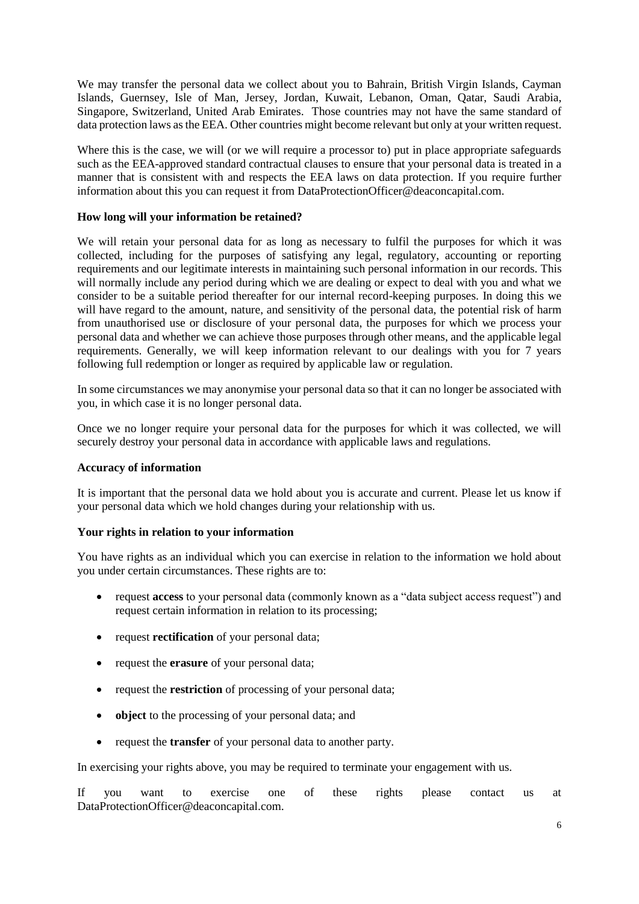We may transfer the personal data we collect about you to Bahrain, British Virgin Islands, Cayman Islands, Guernsey, Isle of Man, Jersey, Jordan, Kuwait, Lebanon, Oman, Qatar, Saudi Arabia, Singapore, Switzerland, United Arab Emirates. Those countries may not have the same standard of data protection laws as the EEA. Other countries might become relevant but only at your written request.

Where this is the case, we will (or we will require a processor to) put in place appropriate safeguards such as the EEA-approved standard contractual clauses to ensure that your personal data is treated in a manner that is consistent with and respects the EEA laws on data protection. If you require further information about this you can request it from DataProtectionOfficer@deaconcapital.com.

**How long will your information be retained?**

We will retain your personal data for as long as necessary to fulfil the purposes for which it was collected, including for the purposes of satisfying any legal, regulatory, accounting or reporting requirements and our legitimate interests in maintaining such personal information in our records. This will normally include any period during which we are dealing or expect to deal with you and what we consider to be a suitable period thereafter for our internal record-keeping purposes. In doing this we will have regard to the amount, nature, and sensitivity of the personal data, the potential risk of harm from unauthorised use or disclosure of your personal data, the purposes for which we process your personal data and whether we can achieve those purposes through other means, and the applicable legal requirements. Generally, we will keep information relevant to our dealings with you for 7 years following full redemption or longer as required by applicable law or regulation.

In some circumstances we may anonymise your personal data so that it can no longer be associated with you, in which case it is no longer personal data.

Once we no longer require your personal data for the purposes for which it was collected, we will securely destroy your personal data in accordance with applicable laws and regulations.

**Accuracy of information**

It is important that the personal data we hold about you is accurate and current. Please let us know if your personal data which we hold changes during your relationship with us.

**Your rights in relation to your information**

You have rights as an individual which you can exercise in relation to the information we hold about you under certain circumstances. These rights are to:

- request **access** to your personal data (commonly known as a "data subject access request") and request certain information in relation to its processing;
- request **rectification** of your personal data;
- request the **erasure** of your personal data;
- request the **restriction** of processing of your personal data;
- **object** to the processing of your personal data; and
- request the **transfer** of your personal data to another party.

In exercising your rights above, you may be required to terminate your engagement with us.

If you want to exercise one of these rights please contact us at DataProtectionOfficer@deaconcapital.com.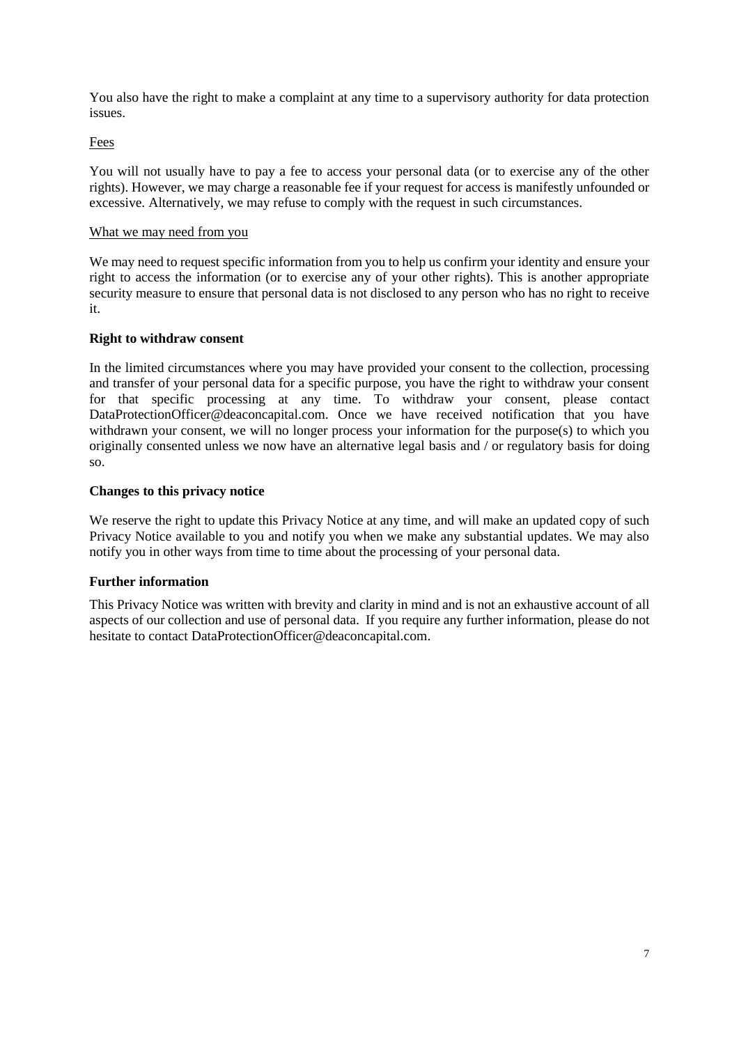You also have the right to make a complaint at any time to a supervisory authority for data protection issues.

Fees

You will not usually have to pay a fee to access your personal data (or to exercise any of the other rights). However, we may charge a reasonable fee if your request for access is manifestly unfounded or excessive. Alternatively, we may refuse to comply with the request in such circumstances.

What we may need from you

We may need to request specific information from you to help us confirm your identity and ensure your right to access the information (or to exercise any of your other rights). This is another appropriate security measure to ensure that personal data is not disclosed to any person who has no right to receive it.

**Right to withdraw consent**

In the limited circumstances where you may have provided your consent to the collection, processing and transfer of your personal data for a specific purpose, you have the right to withdraw your consent for that specific processing at any time. To withdraw your consent, please contact DataProtectionOfficer@deaconcapital.com. Once we have received notification that you have withdrawn your consent, we will no longer process your information for the purpose(s) to which you originally consented unless we now have an alternative legal basis and / or regulatory basis for doing so.

**Changes to this privacy notice**

We reserve the right to update this Privacy Notice at any time, and will make an updated copy of such Privacy Notice available to you and notify you when we make any substantial updates. We may also notify you in other ways from time to time about the processing of your personal data.

**Further information**

This Privacy Notice was written with brevity and clarity in mind and is not an exhaustive account of all aspects of our collection and use of personal data. If you require any further information, please do not hesitate to contact DataProtectionOfficer@deaconcapital.com.